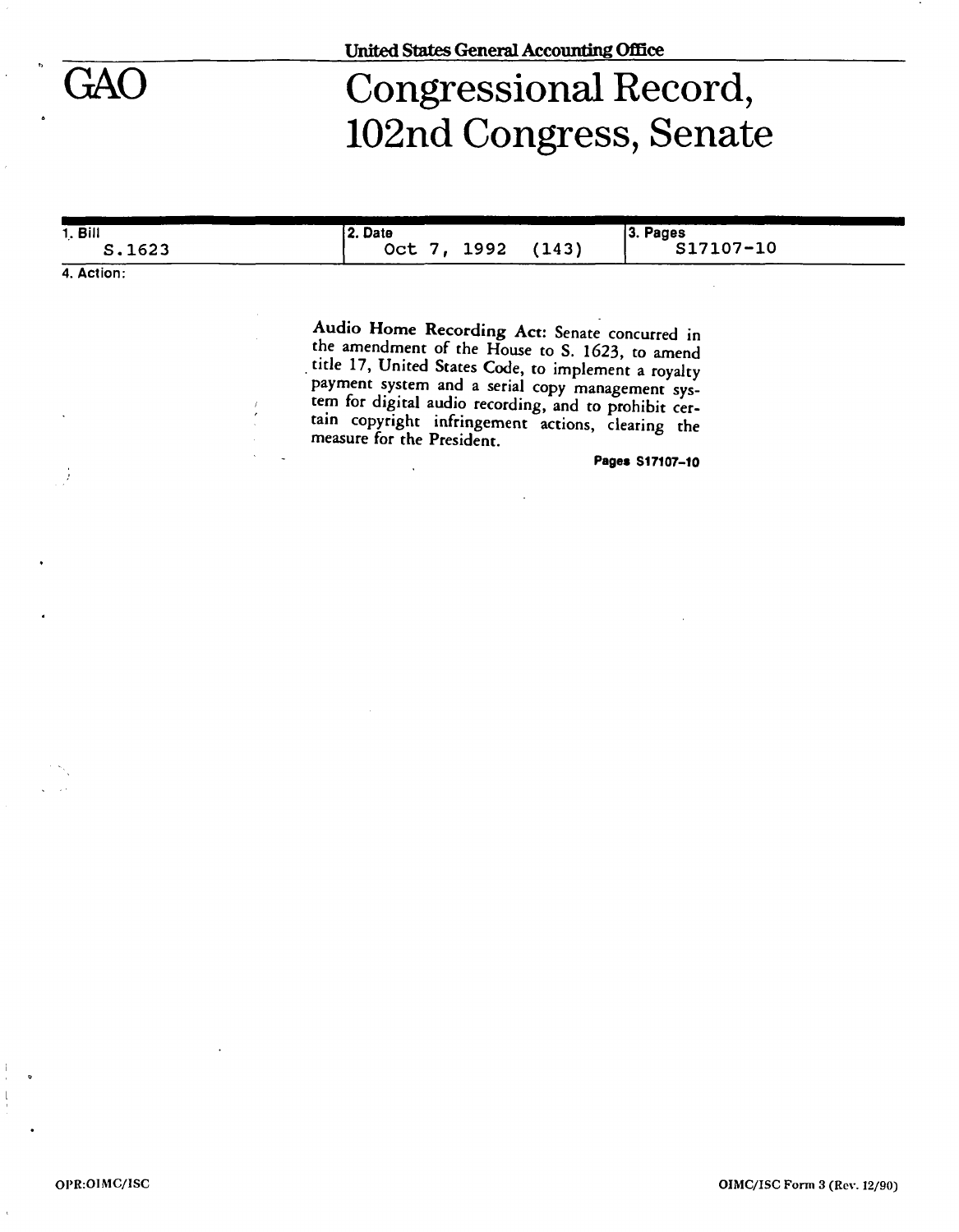United States General Accounting Office

# GAO

# Congressional Record, 102nd Congress, Senate

| 1. Bill | 2. Date | 3. Pages |
| --- | --- | --- |
| S.1623 | Oct 7, 1992 (143) | S17107-10 |

4. Action:

**Audio Home Recording Act:** Senate concurred in the amendment of the House to S. 1623, to amend title 17, United States Code, to implement a royalty payment system and a serial copy management system for digital audio recording, and to prohibit certain copyright infringement actions, clearing the measure for the President.

**Pages S17107–10**

OPR:OIMC/ISC

OIMC/ISC Form 3 (Rev. 12/90)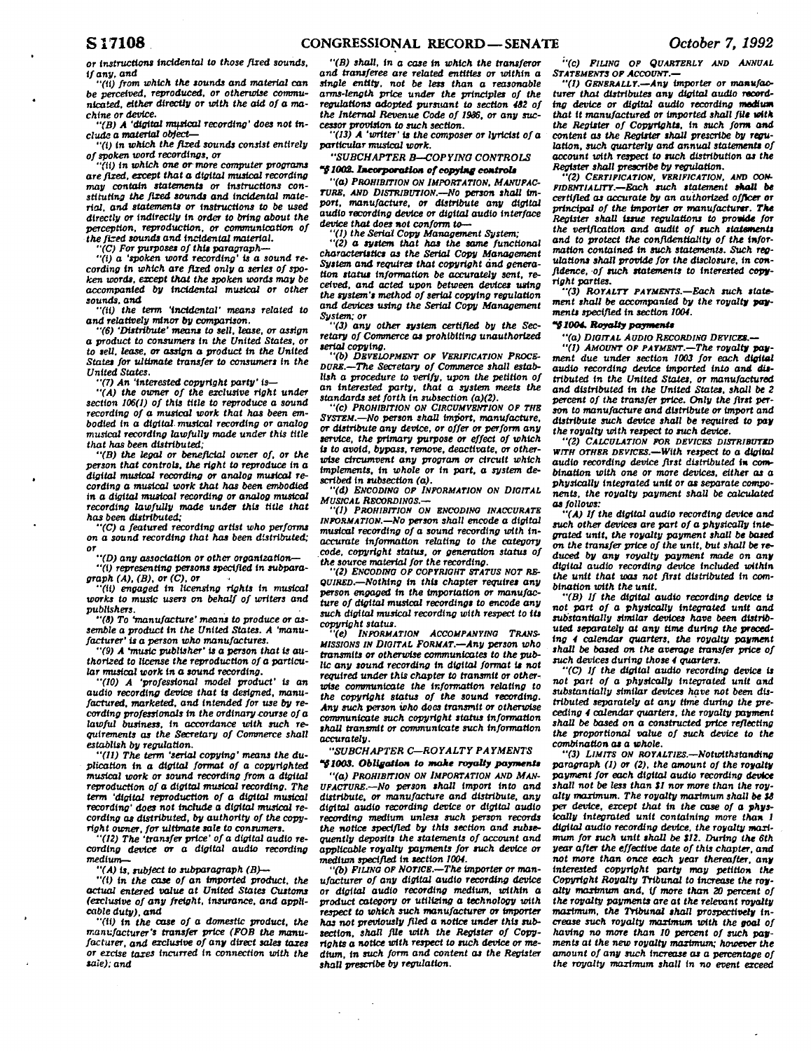or instructions incidental to those fixed sounds, if any, and

"(ii) from which the sounds and material can be perceived, reproduced, or otherwise communicated, either directly or with the aid of a machine or device.

"(B) A 'digital musical recording' does not include a material object—

"(i) in which the fixed sounds consist entirely of spoken word recordings, or

"(ii) in which one or more computer programs are fixed, except that a digital musical recording may contain statements or instructions constituting the fixed sounds and incidental material, and statements or instructions to be used directly or indirectly in order to bring about the perception, reproduction, or communication of the fixed sounds and incidental material.

"(C) For purposes of this paragraph—

"(i) a 'spoken word recording' is a sound recording in which are fixed only a series of spoken words, except that the spoken words may be accompanied by incidental musical or other sounds, and

"(ii) the term 'incidental' means related to and relatively minor by comparison.

"(6) 'Distribute' means to sell, lease, or assign a product to consumers in the United States, or to sell, lease, or assign a product in the United States for ultimate transfer to consumers in the United States.

"(7) An 'interested copyright party' is—

"(A) the owner of the exclusive right under section 106(1) of this title to reproduce a sound recording of a musical work that has been embodied in a digital musical recording or analog musical recording lawfully made under this title that has been distributed;

"(B) the legal or beneficial owner of, or the person that controls, the right to reproduce in a digital musical recording or analog musical recording a musical work that has been embodied in a digital musical recording or analog musical recording lawfully made under this title that has been distributed;

"(C) a featured recording artist who performs on a sound recording that has been distributed; or

"(D) any association or other organization—

"(i) representing persons specified in subparagraph (A), (B), or (C), or

"(ii) engaged in licensing rights in musical works to music users on behalf of writers and publishers.

"(8) To 'manufacture' means to produce or assemble a product in the United States. A 'manufacturer' is a person who manufactures.

"(9) A 'music publisher' is a person that is authorized to license the reproduction of a particular musical work in a sound recording.

"(10) A 'professional model product' is an audio recording device that is designed, manufactured, marketed, and intended for use by recording professionals in the ordinary course of a lawful business, in accordance with such requirements as the Secretary of Commerce shall establish by regulation.

"(11) The term 'serial copying' means the duplication in a digital format of a copyrighted musical work or sound recording from a digital reproduction of a digital musical recording. The term 'digital reproduction of a digital musical recording' does not include a digital musical recording as distributed, by authority of the copyright owner, for ultimate sale to consumers.

"(12) The 'transfer price' of a digital audio recording device or a digital audio recording medium—

"(A) is, subject to subparagraph (B)—

"(i) in the case of an imported product, the actual entered value at United States Customs (exclusive of any freight, insurance, and applicable duty), and

"(ii) in the case of a domestic product, the manufacturer's transfer price (FOB the manufacturer, and exclusive of any direct sales taxes or excise taxes incurred in connection with the sale); and

"(B) shall, in a case in which the transferor and transferee are related entities or within a single entity, not be less than a reasonable arms-length price under the principles of the regulations adopted pursuant to section 482 of the Internal Revenue Code of 1986, or any successor provision to such section.

"(13) A 'writer' is the composer or lyricist of a particular musical work.

"SUBCHAPTER B—COPYING CONTROLS

"§1002. Incorporation of copying controls

"(a) PROHIBITION ON IMPORTATION, MANUFACTURE, AND DISTRIBUTION.—No person shall import, manufacture, or distribute any digital audio recording device or digital audio interface device that does not conform to—

"(1) the Serial Copy Management System;

"(2) a system that has the same functional characteristics as the Serial Copy Management System and requires that copyright and generation status information be accurately sent, received, and acted upon between devices using the system's method of serial copying regulation and devices using the Serial Copy Management System; or

"(3) any other system certified by the Secretary of Commerce as prohibiting unauthorized serial copying.

"(b) DEVELOPMENT OF VERIFICATION PROCEDURE.—The Secretary of Commerce shall establish a procedure to verify, upon the petition of an interested party, that a system meets the standards set forth in subsection (a)(2).

"(c) PROHIBITION ON CIRCUMVENTION OF THE SYSTEM.—No person shall import, manufacture, or distribute any device, or offer or perform any service, the primary purpose or effect of which is to avoid, bypass, remove, deactivate, or otherwise circumvent any program or circuit which implements, in whole or in part, a system described in subsection (a).

"(d) ENCODING OF INFORMATION ON DIGITAL MUSICAL RECORDINGS.—

"(1) PROHIBITION ON ENCODING INACCURATE INFORMATION.—No person shall encode a digital musical recording of a sound recording with inaccurate information relating to the category code, copyright status, or generation status of the source material for the recording.

"(2) ENCODING OF COPYRIGHT STATUS NOT REQUIRED.—Nothing in this chapter requires any person engaged in the importation or manufacture of digital musical recordings to encode any such digital musical recording with respect to its copyright status.

"(e) INFORMATION ACCOMPANYING TRANSMISSIONS IN DIGITAL FORMAT.—Any person who transmits or otherwise communicates to the public any sound recording in digital format is not required under this chapter to transmit or otherwise communicate the information relating to the copyright status of the sound recording. Any such person who does transmit or otherwise communicate such copyright status information shall transmit or communicate such information accurately.

"SUBCHAPTER C—ROYALTY PAYMENTS

"§1003. Obligation to make royalty payments

"(a) PROHIBITION ON IMPORTATION AND MANUFACTURE.—No person shall import into and distribute, or manufacture and distribute, any digital audio recording device or digital audio recording medium unless such person records the notice specified by this section and subsequently deposits the statements of account and applicable royalty payments for such device or medium specified in section 1004.

"(b) FILING OF NOTICE.—The importer or manufacturer of any digital audio recording device or digital audio recording medium, within a product category or utilizing a technology with respect to which such manufacturer or importer has not previously filed a notice under this subsection, shall file with the Register of Copyrights a notice with respect to such device or medium, in such form and content as the Register shall prescribe by regulation.

"(c) FILING OF QUARTERLY AND ANNUAL STATEMENTS OF ACCOUNT.—

"(1) GENERALLY.—Any importer or manufacturer that distributes any digital audio recording device or digital audio recording medium that it manufactured or imported shall file with the Register of Copyrights, in such form and content as the Register shall prescribe by regulation, such quarterly and annual statements of account with respect to such distribution as the Register shall prescribe by regulation.

"(2) CERTIFICATION, VERIFICATION, AND CONFIDENTIALITY.—Each such statement shall be certified as accurate by an authorized officer or principal of the importer or manufacturer. The Register shall issue regulations to provide for the verification and audit of such statements and to protect the confidentiality of the information contained in such statements. Such regulations shall provide for the disclosure, in confidence, of such statements to interested copyright parties.

"(3) ROYALTY PAYMENTS.—Each such statement shall be accompanied by the royalty payments specified in section 1004.

"§1004. Royalty payments

"(a) DIGITAL AUDIO RECORDING DEVICES.—

"(1) AMOUNT OF PAYMENT.—The royalty payment due under section 1003 for each digital audio recording device imported into and distributed in the United States, or manufactured and distributed in the United States, shall be 2 percent of the transfer price. Only the first person to manufacture and distribute or import and distribute such device shall be required to pay the royalty with respect to such device.

"(2) CALCULATION FOR DEVICES DISTRIBUTED WITH OTHER DEVICES.—With respect to a digital audio recording device first distributed in combination with one or more devices, either as a physically integrated unit or as separate components, the royalty payment shall be calculated as follows:

"(A) If the digital audio recording device and such other devices are part of a physically integrated unit, the royalty payment shall be based on the transfer price of the unit, but shall be reduced by any royalty payment made on any digital audio recording device included within the unit that was not first distributed in combination with the unit.

"(B) If the digital audio recording device is not part of a physically integrated unit and substantially similar devices have been distributed separately at any time during the preceding 4 calendar quarters, the royalty payment shall be based on the average transfer price of such devices during those 4 quarters.

"(C) If the digital audio recording device is not part of a physically integrated unit and substantially similar devices have not been distributed separately at any time during the preceding 4 calendar quarters, the royalty payment shall be based on a constructed price reflecting the proportional value of such device to the combination as a whole.

"(3) LIMITS ON ROYALTIES.—Notwithstanding paragraph (1) or (2), the amount of the royalty payment for each digital audio recording device shall not be less than $1 nor more than the royalty maximum. The royalty maximum shall be $8 per device, except that in the case of a physically integrated unit containing more than 1 digital audio recording device, the royalty maximum for such unit shall be $12. During the 6th year after the effective date of this chapter, and not more than once each year thereafter, any interested copyright party may petition the Copyright Royalty Tribunal to increase the royalty maximum and, if more than 20 percent of the royalty payments are at the relevant royalty maximum, the Tribunal shall prospectively increase such royalty maximum with the goal of having no more than 10 percent of such payments at the new royalty maximum; however the amount of any such increase as a percentage of the royalty maximum shall in no event exceed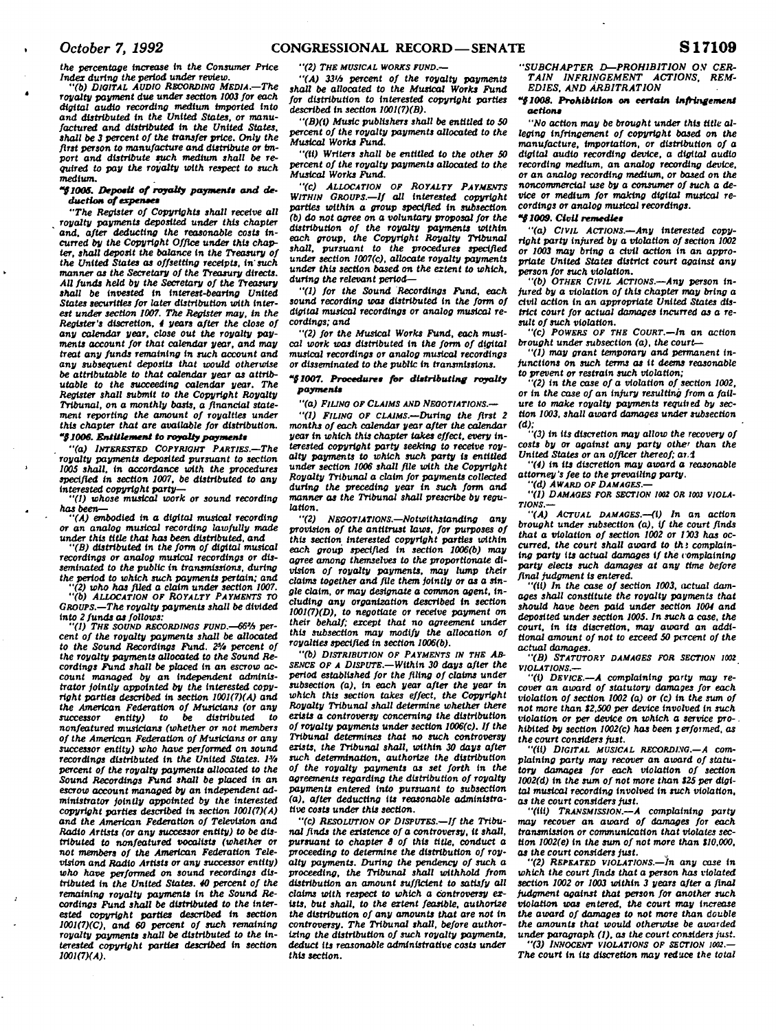the percentage increase in the Consumer Price Index during the period under review.

"(b) DIGITAL AUDIO RECORDING MEDIA.—The royalty payment due under section 1003 for each digital audio recording medium imported into and distributed in the United States, or manufactured and distributed in the United States, shall be 3 percent of the transfer price. Only the first person to manufacture and distribute or import and distribute such medium shall be required to pay the royalty with respect to such medium.

**"§1005. Deposit of royalty payments and deduction of expenses**

"The Register of Copyrights shall receive all royalty payments deposited under this chapter and, after deducting the reasonable costs incurred by the Copyright Office under this chapter, shall deposit the balance in the Treasury of the United States as offsetting receipts, in such manner as the Secretary of the Treasury directs. All funds held by the Secretary of the Treasury shall be invested in interest-bearing United States securities for later distribution with interest under section 1007. The Register may, in the Register's discretion, 4 years after the close of any calendar year, close out the royalty payments account for that calendar year, and may treat any funds remaining in such account and any subsequent deposits that would otherwise be attributable to that calendar year as attributable to the succeeding calendar year. The Register shall submit to the Copyright Royalty Tribunal, on a monthly basis, a financial statement reporting the amount of royalties under this chapter that are available for distribution.

**"§1006. Entitlement to royalty payments**

"(a) INTERESTED COPYRIGHT PARTIES.—The royalty payments deposited pursuant to section 1005 shall, in accordance with the procedures specified in section 1007, be distributed to any interested copyright party—

"(1) whose musical work or sound recording has been—

"(A) embodied in a digital musical recording or an analog musical recording lawfully made under this title that has been distributed, and

"(B) distributed in the form of digital musical recordings or analog musical recordings or disseminated to the public in transmissions, during the period to which such payments pertain; and

"(2) who has filed a claim under section 1007.

"(b) ALLOCATION OF ROYALTY PAYMENTS TO GROUPS.—The royalty payments shall be divided into 2 funds as follows:

"(1) THE SOUND RECORDINGS FUND.—66⅔ percent of the royalty payments shall be allocated to the Sound Recordings Fund. 2⅝ percent of the royalty payments allocated to the Sound Recordings Fund shall be placed in an escrow account managed by an independent administrator jointly appointed by the interested copyright parties described in section 1001(7)(A) and the American Federation of Musicians (or any successor entity) to be distributed to nonfeatured musicians (whether or not members of the American Federation of Musicians or any successor entity) who have performed on sound recordings distributed in the United States. 1⅜ percent of the royalty payments allocated to the Sound Recordings Fund shall be placed in an escrow account managed by an independent administrator jointly appointed by the interested copyright parties described in section 1001(7)(A) and the American Federation of Television and Radio Artists (or any successor entity) to be distributed to nonfeatured vocalists (whether or not members of the American Federation Television and Radio Artists or any successor entity) who have performed on sound recordings distributed in the United States. 40 percent of the remaining royalty payments in the Sound Recordings Fund shall be distributed to the interested copyright parties described in section 1001(7)(C), and 60 percent of such remaining royalty payments shall be distributed to the interested copyright parties described in section 1001(7)(A).

"(2) THE MUSICAL WORKS FUND.—

"(A) 33⅓ percent of the royalty payments shall be allocated to the Musical Works Fund for distribution to interested copyright parties described in section 1001(7)(B).

"(B)(i) Music publishers shall be entitled to 50 percent of the royalty payments allocated to the Musical Works Fund.

"(ii) Writers shall be entitled to the other 50 percent of the royalty payments allocated to the Musical Works Fund.

"(c) ALLOCATION OF ROYALTY PAYMENTS WITHIN GROUPS.—If all interested copyright parties within a group specified in subsection (b) do not agree on a voluntary proposal for the distribution of the royalty payments within each group, the Copyright Royalty Tribunal shall, pursuant to the procedures specified under section 1007(c), allocate royalty payments under this section based on the extent to which, during the relevant period—

"(1) for the Sound Recordings Fund, each sound recording was distributed in the form of digital musical recordings or analog musical recordings; and

"(2) for the Musical Works Fund, each musical work was distributed in the form of digital musical recordings or analog musical recordings or disseminated to the public in transmissions.

**"§1007. Procedures for distributing royalty payments**

"(a) FILING OF CLAIMS AND NEGOTIATIONS.—

"(1) FILING OF CLAIMS.—During the first 2 months of each calendar year after the calendar year in which this chapter takes effect, every interested copyright party seeking to receive royalty payments to which such party is entitled under section 1006 shall file with the Copyright Royalty Tribunal a claim for payments collected during the preceding year in such form and manner as the Tribunal shall prescribe by regulation.

"(2) NEGOTIATIONS.—Notwithstanding any provision of the antitrust laws, for purposes of this section interested copyright parties within each group specified in section 1006(b) may agree among themselves to the proportionate division of royalty payments, may lump their claims together and file them jointly or as a single claim, or may designate a common agent, including any organization described in section 1001(7)(D), to negotiate or receive payment on their behalf; except that no agreement under this subsection may modify the allocation of royalties specified in section 1006(b).

"(b) DISTRIBUTION OF PAYMENTS IN THE ABSENCE OF A DISPUTE.—Within 30 days after the period established for the filing of claims under subsection (a), in each year after the year in which this section takes effect, the Copyright Royalty Tribunal shall determine whether there exists a controversy concerning the distribution of royalty payments under section 1006(c). If the Tribunal determines that no such controversy exists, the Tribunal shall, within 30 days after such determination, authorize the distribution of the royalty payments as set forth in the agreements regarding the distribution of royalty payments entered into pursuant to subsection (a), after deducting its reasonable administrative costs under this section.

"(c) RESOLUTION OF DISPUTES.—If the Tribunal finds the existence of a controversy, it shall, pursuant to chapter 8 of this title, conduct a proceeding to determine the distribution of royalty payments. During the pendency of such a proceeding, the Tribunal shall withhold from distribution an amount sufficient to satisfy all claims with respect to which a controversy exists, but shall, to the extent feasible, authorize the distribution of any amounts that are not in controversy. The Tribunal shall, before authorizing the distribution of such royalty payments, deduct its reasonable administrative costs under this section.

"SUBCHAPTER D—PROHIBITION ON CERTAIN INFRINGEMENT ACTIONS, REMEDIES, AND ARBITRATION

**"§1008. Prohibition on certain infringement actions**

"No action may be brought under this title alleging infringement of copyright based on the manufacture, importation, or distribution of a digital audio recording device, a digital audio recording medium, an analog recording device, or an analog recording medium, or based on the noncommercial use by a consumer of such a device or medium for making digital musical recordings or analog musical recordings.

**"§1009. Civil remedies**

"(a) CIVIL ACTIONS.—Any interested copyright party injured by a violation of section 1002 or 1003 may bring a civil action in an appropriate United States district court against any person for such violation.

"(b) OTHER CIVIL ACTIONS.—Any person injured by a violation of this chapter may bring a civil action in an appropriate United States district court for actual damages incurred as a result of such violation.

"(c) POWERS OF THE COURT.—In an action brought under subsection (a), the court—

"(1) may grant temporary and permanent injunctions on such terms as it deems reasonable to prevent or restrain such violation;

"(2) in the case of a violation of section 1002, or in the case of an injury resulting from a failure to make royalty payments required by section 1003, shall award damages under subsection (d);

"(3) in its discretion may allow the recovery of costs by or against any party other than the United States or an officer thereof; and

"(4) in its discretion may award a reasonable attorney's fee to the prevailing party.

"(d) AWARD OF DAMAGES.—

"(1) DAMAGES FOR SECTION 1002 OR 1003 VIOLATIONS.—

"(A) ACTUAL DAMAGES.—(i) In an action brought under subsection (a), if the court finds that a violation of section 1002 or 1003 has occurred, the court shall award to the complaining party its actual damages if the complaining party elects such damages at any time before final judgment is entered.

"(ii) In the case of section 1003, actual damages shall constitute the royalty payments that should have been paid under section 1004 and deposited under section 1005. In such a case, the court, in its discretion, may award an additional amount of not to exceed 50 percent of the actual damages.

"(B) STATUTORY DAMAGES FOR SECTION 1002 VIOLATIONS.—

"(i) DEVICE.—A complaining party may recover an award of statutory damages for each violation of section 1002 (a) or (c) in the sum of not more than $2,500 per device involved in such violation or per device on which a service prohibited by section 1002(c) has been performed, as the court considers just.

"(ii) DIGITAL MUSICAL RECORDING.—A complaining party may recover an award of statutory damages for each violation of section 1002(d) in the sum of not more than $25 per digital musical recording involved in such violation, as the court considers just.

"(iii) TRANSMISSION.—A complaining party may recover an award of damages for each transmission or communication that violates section 1002(e) in the sum of not more than $10,000, as the court considers just.

"(2) REPEATED VIOLATIONS.—In any case in which the court finds that a person has violated section 1002 or 1003 within 3 years after a final judgment against that person for another such violation was entered, the court may increase the award of damages to not more than double the amounts that would otherwise be awarded under paragraph (1), as the court considers just.

"(3) INNOCENT VIOLATIONS OF SECTION 1002.—The court in its discretion may reduce the total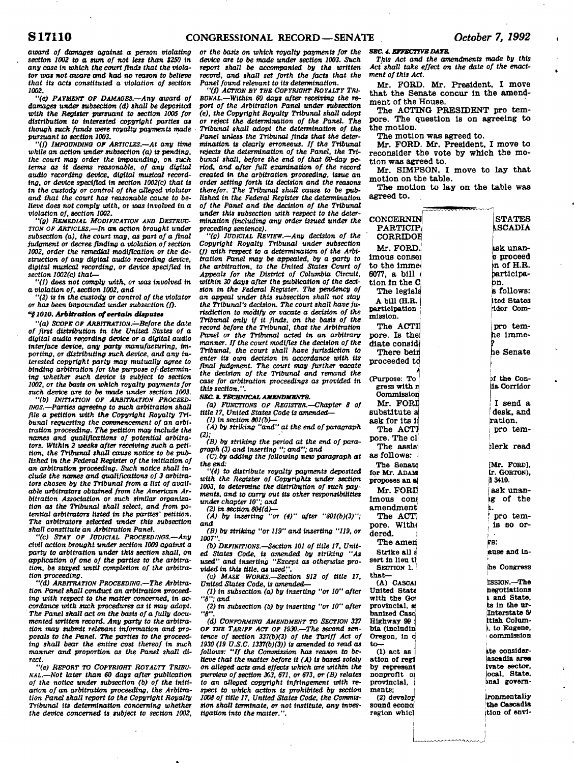award of damages against a person violating section 1002 to a sum of not less than $250 in any case in which the court finds that the violator was not aware and had no reason to believe that its acts constituted a violation of section 1002.

"(e) *PAYMENT OF DAMAGES.*—Any award of damages under subsection (d) shall be deposited with the Register pursuant to section 1005 for distribution to interested copyright parties as though such funds were royalty payments made pursuant to section 1003.

"(f) *IMPOUNDING OF ARTICLES.*—At any time while an action under subsection (a) is pending, the court may order the impounding, on such terms as it deems reasonable, of any digital audio recording device, digital musical recording, or device specified in section 1002(c) that is in the custody or control of the alleged violator and that the court has reasonable cause to believe does not comply with, or was involved in a violation of, section 1002.

"(g) *REMEDIAL MODIFICATION AND DESTRUCTION OF ARTICLES.*—In an action brought under subsection (a), the court may, as part of a final judgment or decree finding a violation of section 1002, order the remedial modification or the destruction of any digital audio recording device, digital musical recording, or device specified in section 1002(c) that—

"(1) does not comply with, or was involved in a violation of, section 1002, and

"(2) is in the custody or control of the violator or has been impounded under subsection (f).

**"§ 1010. Arbitration of certain disputes**

"(a) *SCOPE OF ARBITRATION.*—Before the date of first distribution in the United States of a digital audio recording device or a digital audio interface device, any party manufacturing, importing, or distributing such device, and any interested copyright party may mutually agree to binding arbitration for the purpose of determining whether such device is subject to section 1002, or the basis on which royalty payments for such device are to be made under section 1003.

"(b) *INITIATION OF ARBITRATION PROCEEDINGS.*—Parties agreeing to such arbitration shall file a petition with the Copyright Royalty Tribunal requesting the commencement of an arbitration proceeding. The petition may include the names and qualifications of potential arbitrators. Within 2 weeks after receiving such a petition, the Tribunal shall cause notice to be published in the Federal Register of the initiation of an arbitration proceeding. Such notice shall include the names and qualifications of 3 arbitrators chosen by the Tribunal from a list of available arbitrators obtained from the American Arbitration Association or such similar organization as the Tribunal shall select, and from potential arbitrators listed in the parties' petition. The arbitrators selected under this subsection shall constitute an Arbitration Panel.

"(c) *STAY OF JUDICIAL PROCEEDINGS.*—Any civil action brought under section 1009 against a party to arbitration under this section shall, on application of one of the parties to the arbitration, be stayed until completion of the arbitration proceeding.

"(d) *ARBITRATION PROCEEDING.*—The Arbitration Panel shall conduct an arbitration proceeding with respect to the matter concerned, in accordance with such procedures as it may adopt. The Panel shall act on the basis of a fully documented written record. Any party to the arbitration may submit relevant information and proposals to the Panel. The parties to the proceeding shall bear the entire cost thereof in such manner and proportion as the Panel shall direct.

"(e) *REPORT TO COPYRIGHT ROYALTY TRIBUNAL.*—Not later than 60 days after publication of the notice under subsection (b) of the initiation of an arbitration proceeding, the Arbitration Panel shall report to the Copyright Royalty Tribunal its determination concerning whether the device concerned is subject to section 1002, or the basis on which royalty payments for the device are to be made under section 1003. Such report shall be accompanied by the written record, and shall set forth the facts that the Panel found relevant to its determination.

"(f) *ACTION BY THE COPYRIGHT ROYALTY TRIBUNAL.*—Within 60 days after receiving the report of the Arbitration Panel under subsection (e), the Copyright Royalty Tribunal shall adopt or reject the determination of the Panel. The Tribunal shall adopt the determination of the Panel unless the Tribunal finds that the determination is clearly erroneous. If the Tribunal rejects the determination of the Panel, the Tribunal shall, before the end of that 60-day period, and after full examination of the record created in the arbitration proceeding, issue an order setting forth its decision and the reasons therefor. The Tribunal shall cause to be published in the Federal Register the determination of the Panel and the decision of the Tribunal under this subsection with respect to the determination (including any order issued under the preceding sentence).

"(g) *JUDICIAL REVIEW.*—Any decision of the Copyright Royalty Tribunal under subsection (f) with respect to a determination of the Arbitration Panel may be appealed, by a party to the arbitration, to the United States Court of Appeals for the District of Columbia Circuit, within 30 days after the publication of the decision in the Federal Register. The pendency of an appeal under this subsection shall not stay the Tribunal's decision. The court shall have jurisdiction to modify or vacate a decision of the Tribunal only if it finds, on the basis of the record before the Tribunal, that the Arbitration Panel or the Tribunal acted in an arbitrary manner. If the court modifies the decision of the Tribunal, the court shall have jurisdiction to enter its own decision in accordance with its final judgment. The court may further vacate the decision of the Tribunal and remand the case for arbitration proceedings as provided in this section.".

**SEC. 3. TECHNICAL AMENDMENTS.**

(a) *FUNCTIONS OF REGISTER.*—Chapter 8 of title 17, United States Code is amended—

(1) in section 801(b)—

(A) by striking "and" at the end of paragraph (2);

(B) by striking the period at the end of paragraph (3) and inserting "; and"; and

(C) by adding the following new paragraph at the end:

"(4) to distribute royalty payments deposited with the Register of Copyrights under section 1003, to determine the distribution of such payments, and to carry out its other responsibilities under chapter 10"; and

(2) in section 804(d)—

(A) by inserting "or (4)" after "801(b)(3)"; and

(B) by striking "or 119" and inserting "119, or 1007".

(b) *DEFINITIONS.*—Section 101 of title 17, United States Code, is amended by striking "As used" and inserting "Except as otherwise provided in this title, as used".

(c) *MASK WORKS.*—Section 912 of title 17, United States Code, is amended—

(1) in subsection (a) by inserting "or 10" after "8"; and

(2) in subsection (b) by inserting "or 10" after "8".

(d) *CONFORMING AMENDMENT TO SECTION 337 OF THE TARIFF ACT OF 1930.*—The second sentence of section 337(b)(3) of the Tariff Act of 1930 (19 U.S.C. 1337(b)(3)) is amended to read as follows: "If the Commission has reason to believe that the matter before it (A) is based solely on alleged acts and effects which are within the purview of section 303, 671, or 673, or (B) relates to an alleged copyright infringement with respect to which action is prohibited by section 1008 of title 17, United States Code, the Commission shall terminate, or not institute, any investigation into the matter.".

**SEC. 4. EFFECTIVE DATE.**

This Act and the amendments made by this Act shall take effect on the date of the enactment of this Act.

Mr. FORD. Mr. President, I move that the Senate concur in the amendment of the House.

The ACTING PRESIDENT pro tempore. The question is on agreeing to the motion.

The motion was agreed to.

Mr. FORD. Mr. President, I move to reconsider the vote by which the motion was agreed to.

Mr. SIMPSON. I move to lay that motion on the table.

The motion to lay on the table was agreed to.

CONCERNIN... STATES PARTICIP... ASCADIA CORRIDOR...

Mr. FORD. ... ask unanimous conse... proceed to the imme... n of H.R. 6077, a bill ... participation in the C... on.

The legisla... s follows:

A bill (H.R. ... ited States participation ... idor Commission.

The ACTI... pro tempore. Is the... he immediate consid...?

There bein... he Senate proceeded to...

(Purpose: To ... of the Congress with r... ia Corridor Commission...)

Mr. FORD... I send a substitute a... desk, and ask for its i... ration.

The ACTI... pro tempore. The cl...

The assis... lerk read as follows:

The Senato... [Mr. FORD], for Mr. ADAM... r. GORTON), proposes an a... d 3410.

Mr. FORD... ask unanimous con... g of the amendment...

The ACTI... pro tempore. Witho... is so ordered.

The amen... s:

Strike all a... ause and insert in lieu th...

SECTION 1. ... he Congress that—

(A) CASCAI... SSION.—The United State... negotiations with the Go... and State, provincial, a... ts in the urbanized Casc... Interstate 5/ Highway 99 ... itish Columbia (includin... ), to Eugene, Oregon, in o... commission to—

(1) act as ... te consideration of regi... ascadia area by represent... ivate sector, nonprofit o... ocal, State, provincial, ... nal governments;

(2) develop... ironmentally sound econo... the Cascadia region whic... tion of envi-